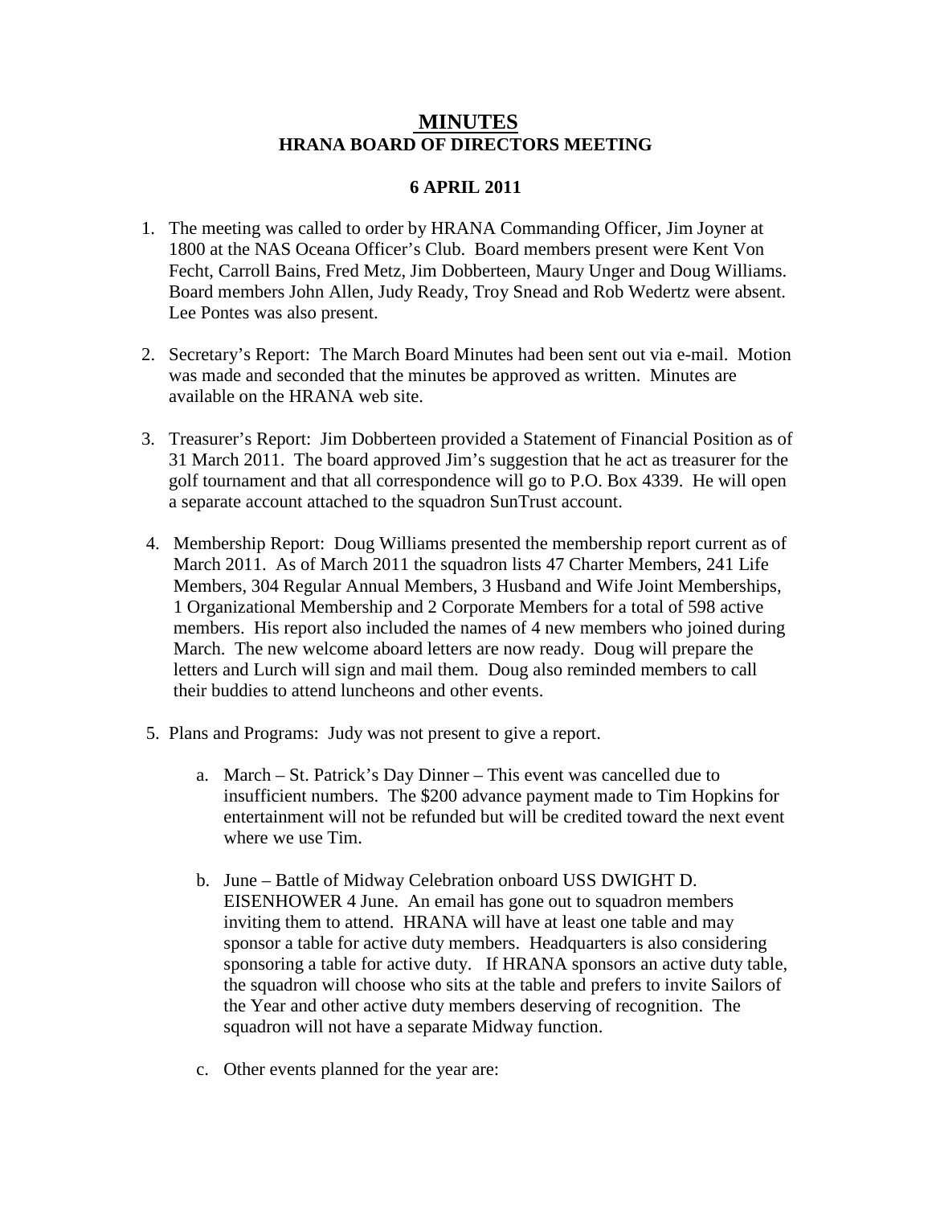# MINUTES
## HRANA BOARD OF DIRECTORS MEETING

## 6 APRIL 2011

1. The meeting was called to order by HRANA Commanding Officer, Jim Joyner at 1800 at the NAS Oceana Officer's Club. Board members present were Kent Von Fecht, Carroll Bains, Fred Metz, Jim Dobberteen, Maury Unger and Doug Williams. Board members John Allen, Judy Ready, Troy Snead and Rob Wedertz were absent. Lee Pontes was also present.

2. Secretary's Report: The March Board Minutes had been sent out via e-mail. Motion was made and seconded that the minutes be approved as written. Minutes are available on the HRANA web site.

3. Treasurer's Report: Jim Dobberteen provided a Statement of Financial Position as of 31 March 2011. The board approved Jim's suggestion that he act as treasurer for the golf tournament and that all correspondence will go to P.O. Box 4339. He will open a separate account attached to the squadron SunTrust account.

4. Membership Report: Doug Williams presented the membership report current as of March 2011. As of March 2011 the squadron lists 47 Charter Members, 241 Life Members, 304 Regular Annual Members, 3 Husband and Wife Joint Memberships, 1 Organizational Membership and 2 Corporate Members for a total of 598 active members. His report also included the names of 4 new members who joined during March. The new welcome aboard letters are now ready. Doug will prepare the letters and Lurch will sign and mail them. Doug also reminded members to call their buddies to attend luncheons and other events.

5. Plans and Programs: Judy was not present to give a report.

   a. March – St. Patrick's Day Dinner – This event was cancelled due to insufficient numbers. The $200 advance payment made to Tim Hopkins for entertainment will not be refunded but will be credited toward the next event where we use Tim.

   b. June – Battle of Midway Celebration onboard USS DWIGHT D. EISENHOWER 4 June. An email has gone out to squadron members inviting them to attend. HRANA will have at least one table and may sponsor a table for active duty members. Headquarters is also considering sponsoring a table for active duty. If HRANA sponsors an active duty table, the squadron will choose who sits at the table and prefers to invite Sailors of the Year and other active duty members deserving of recognition. The squadron will not have a separate Midway function.

   c. Other events planned for the year are: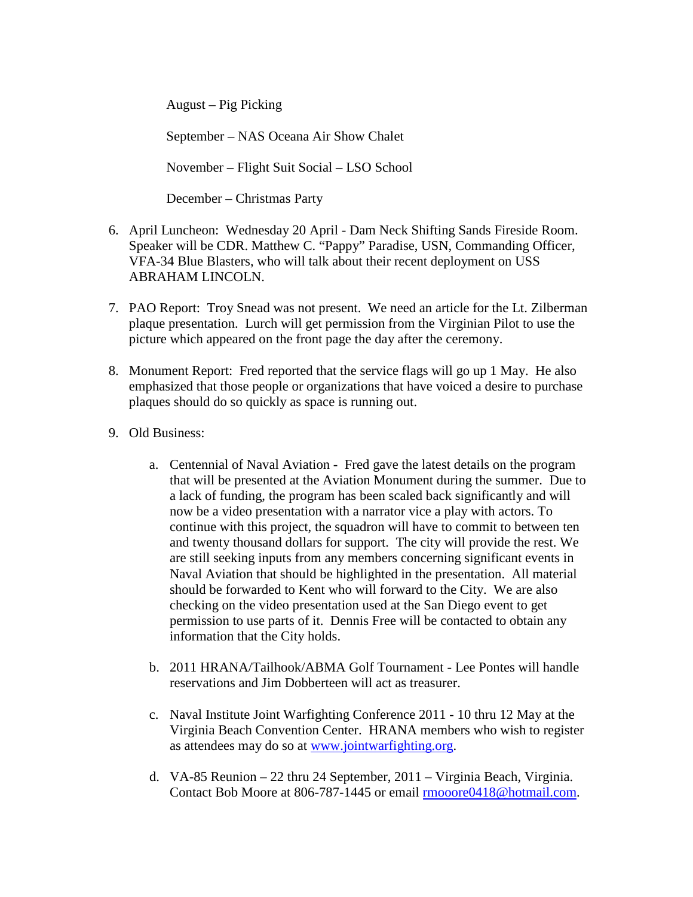August – Pig Picking

September – NAS Oceana Air Show Chalet

November – Flight Suit Social – LSO School

December – Christmas Party

6. April Luncheon: Wednesday 20 April - Dam Neck Shifting Sands Fireside Room. Speaker will be CDR. Matthew C. "Pappy" Paradise, USN, Commanding Officer, VFA-34 Blue Blasters, who will talk about their recent deployment on USS ABRAHAM LINCOLN.

7. PAO Report: Troy Snead was not present. We need an article for the Lt. Zilberman plaque presentation. Lurch will get permission from the Virginian Pilot to use the picture which appeared on the front page the day after the ceremony.

8. Monument Report: Fred reported that the service flags will go up 1 May. He also emphasized that those people or organizations that have voiced a desire to purchase plaques should do so quickly as space is running out.

9. Old Business:

   a. Centennial of Naval Aviation - Fred gave the latest details on the program that will be presented at the Aviation Monument during the summer. Due to a lack of funding, the program has been scaled back significantly and will now be a video presentation with a narrator vice a play with actors. To continue with this project, the squadron will have to commit to between ten and twenty thousand dollars for support. The city will provide the rest. We are still seeking inputs from any members concerning significant events in Naval Aviation that should be highlighted in the presentation. All material should be forwarded to Kent who will forward to the City. We are also checking on the video presentation used at the San Diego event to get permission to use parts of it. Dennis Free will be contacted to obtain any information that the City holds.

   b. 2011 HRANA/Tailhook/ABMA Golf Tournament - Lee Pontes will handle reservations and Jim Dobberteen will act as treasurer.

   c. Naval Institute Joint Warfighting Conference 2011 - 10 thru 12 May at the Virginia Beach Convention Center. HRANA members who wish to register as attendees may do so at [www.jointwarfighting.org](http://www.jointwarfighting.org).

   d. VA-85 Reunion – 22 thru 24 September, 2011 – Virginia Beach, Virginia. Contact Bob Moore at 806-787-1445 or email [rmooore0418@hotmail.com](mailto:rmooore0418@hotmail.com).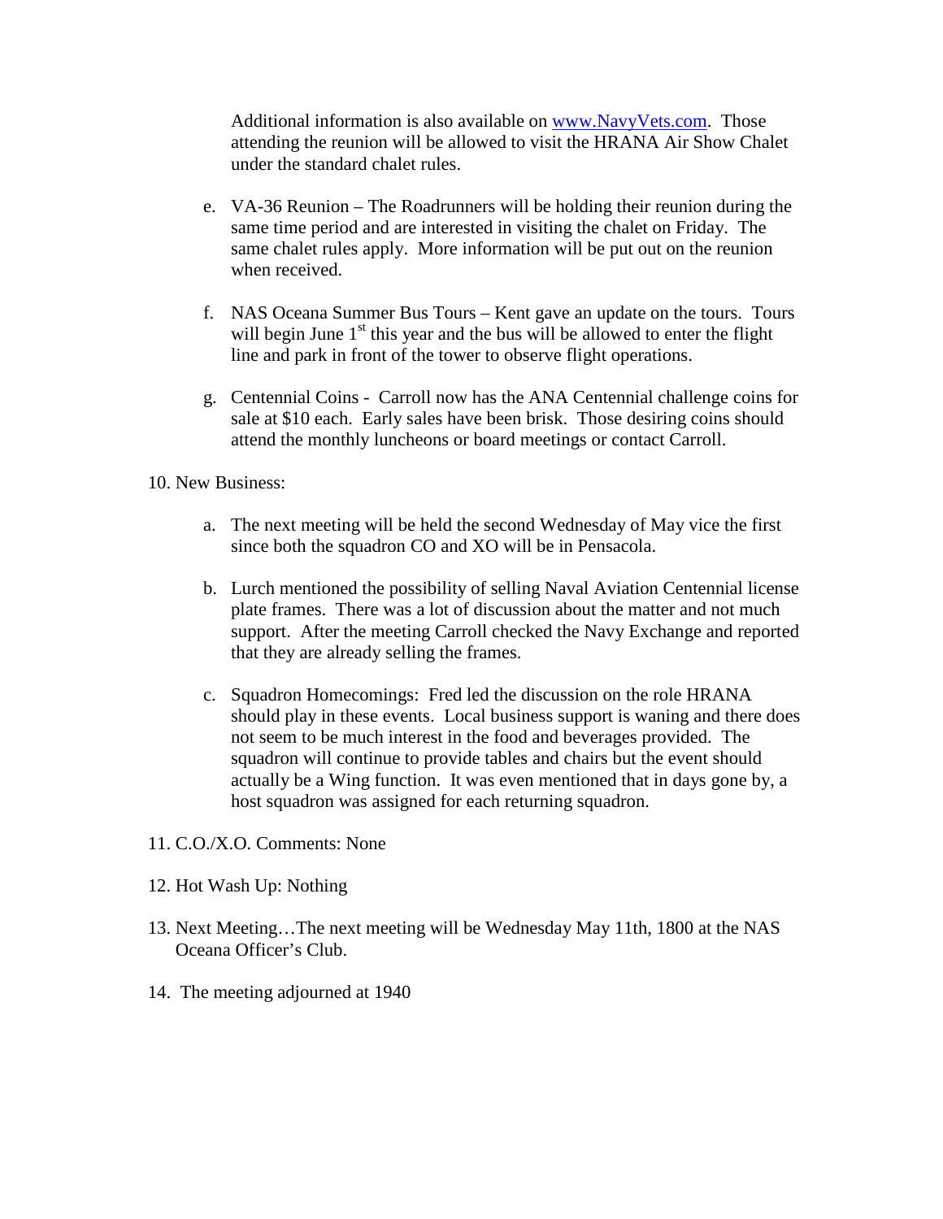Additional information is also available on www.NavyVets.com. Those attending the reunion will be allowed to visit the HRANA Air Show Chalet under the standard chalet rules.

e. VA-36 Reunion – The Roadrunners will be holding their reunion during the same time period and are interested in visiting the chalet on Friday. The same chalet rules apply. More information will be put out on the reunion when received.

f. NAS Oceana Summer Bus Tours – Kent gave an update on the tours. Tours will begin June 1st this year and the bus will be allowed to enter the flight line and park in front of the tower to observe flight operations.

g. Centennial Coins - Carroll now has the ANA Centennial challenge coins for sale at $10 each. Early sales have been brisk. Those desiring coins should attend the monthly luncheons or board meetings or contact Carroll.

10. New Business:

    a. The next meeting will be held the second Wednesday of May vice the first since both the squadron CO and XO will be in Pensacola.

    b. Lurch mentioned the possibility of selling Naval Aviation Centennial license plate frames. There was a lot of discussion about the matter and not much support. After the meeting Carroll checked the Navy Exchange and reported that they are already selling the frames.

    c. Squadron Homecomings: Fred led the discussion on the role HRANA should play in these events. Local business support is waning and there does not seem to be much interest in the food and beverages provided. The squadron will continue to provide tables and chairs but the event should actually be a Wing function. It was even mentioned that in days gone by, a host squadron was assigned for each returning squadron.

11. C.O./X.O. Comments: None

12. Hot Wash Up: Nothing

13. Next Meeting…The next meeting will be Wednesday May 11th, 1800 at the NAS Oceana Officer's Club.

14. The meeting adjourned at 1940